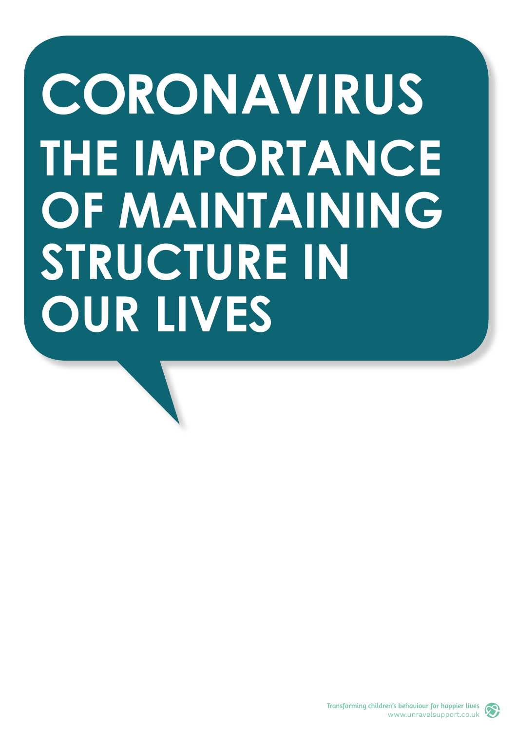# CORONAVIRUS

# THE IMPORTANCE OF MAINTAINING STRUCTURE IN OUR LIVES

Transforming children's behaviour for happier lives
www.unravelsupport.co.uk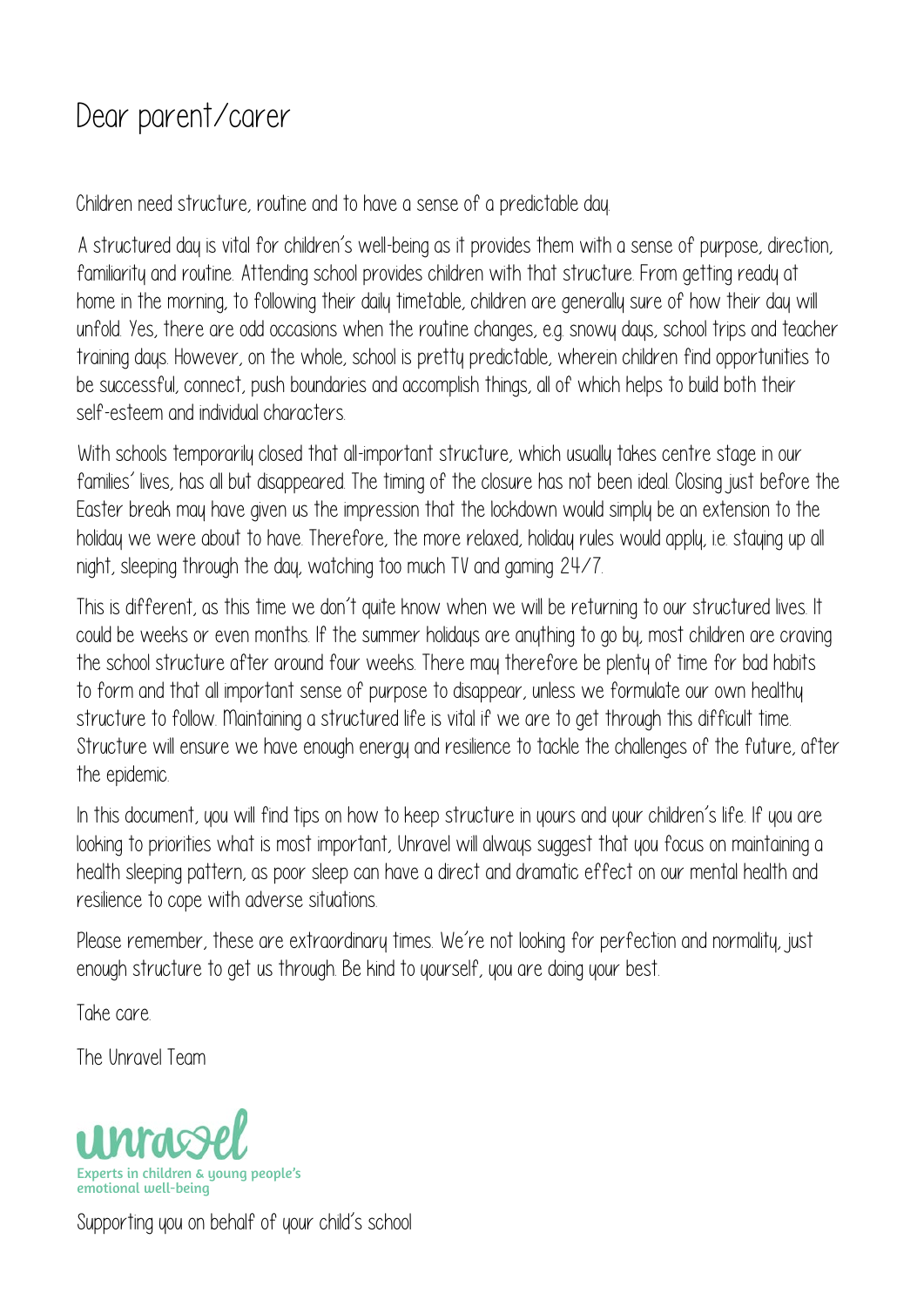# Dear parent/carer

Children need structure, routine and to have a sense of a predictable day.

A structured day is vital for children's well-being as it provides them with a sense of purpose, direction, familiarity and routine. Attending school provides children with that structure. From getting ready at home in the morning, to following their daily timetable, children are generally sure of how their day will unfold. Yes, there are odd occasions when the routine changes, e.g. snowy days, school trips and teacher training days. However, on the whole, school is pretty predictable, wherein children find opportunities to be successful, connect, push boundaries and accomplish things, all of which helps to build both their self-esteem and individual characters.

With schools temporarily closed that all-important structure, which usually takes centre stage in our families' lives, has all but disappeared. The timing of the closure has not been ideal. Closing just before the Easter break may have given us the impression that the lockdown would simply be an extension to the holiday we were about to have. Therefore, the more relaxed, holiday rules would apply, i.e. staying up all night, sleeping through the day, watching too much TV and gaming 24/7.

This is different, as this time we don't quite know when we will be returning to our structured lives. It could be weeks or even months. If the summer holidays are anything to go by, most children are craving the school structure after around four weeks. There may therefore be plenty of time for bad habits to form and that all important sense of purpose to disappear, unless we formulate our own healthy structure to follow. Maintaining a structured life is vital if we are to get through this difficult time. Structure will ensure we have enough energy and resilience to tackle the challenges of the future, after the epidemic.

In this document, you will find tips on how to keep structure in yours and your children's life. If you are looking to priorities what is most important, Unravel will always suggest that you focus on maintaining a health sleeping pattern, as poor sleep can have a direct and dramatic effect on our mental health and resilience to cope with adverse situations.

Please remember, these are extraordinary times. We're not looking for perfection and normality, just enough structure to get us through. Be kind to yourself, you are doing your best.

Take care.

The Unravel Team

unravel
Experts in children & young people's emotional well-being

Supporting you on behalf of your child's school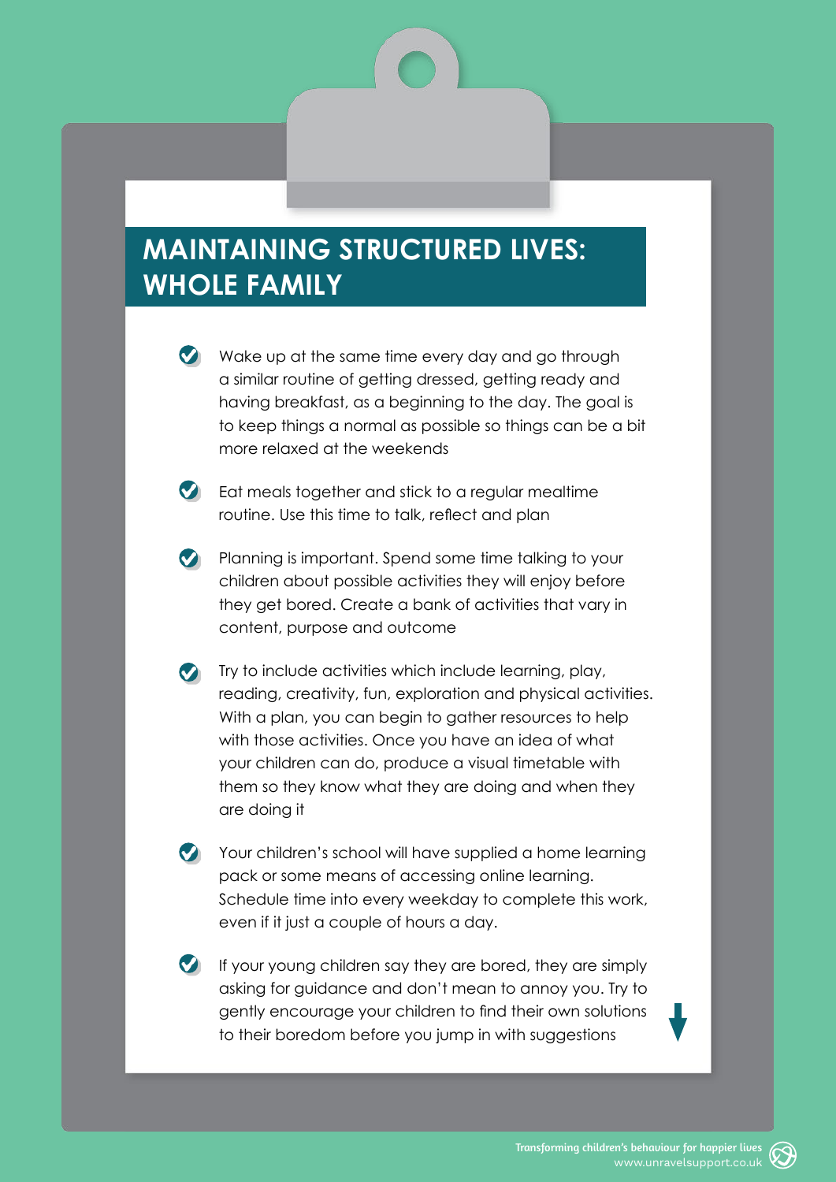# MAINTAINING STRUCTURED LIVES: WHOLE FAMILY

- Wake up at the same time every day and go through a similar routine of getting dressed, getting ready and having breakfast, as a beginning to the day. The goal is to keep things a normal as possible so things can be a bit more relaxed at the weekends
- Eat meals together and stick to a regular mealtime routine. Use this time to talk, reflect and plan
- Planning is important. Spend some time talking to your children about possible activities they will enjoy before they get bored. Create a bank of activities that vary in content, purpose and outcome
- Try to include activities which include learning, play, reading, creativity, fun, exploration and physical activities. With a plan, you can begin to gather resources to help with those activities. Once you have an idea of what your children can do, produce a visual timetable with them so they know what they are doing and when they are doing it
- Your children's school will have supplied a home learning pack or some means of accessing online learning. Schedule time into every weekday to complete this work, even if it just a couple of hours a day.
- If your young children say they are bored, they are simply asking for guidance and don't mean to annoy you. Try to gently encourage your children to find their own solutions to their boredom before you jump in with suggestions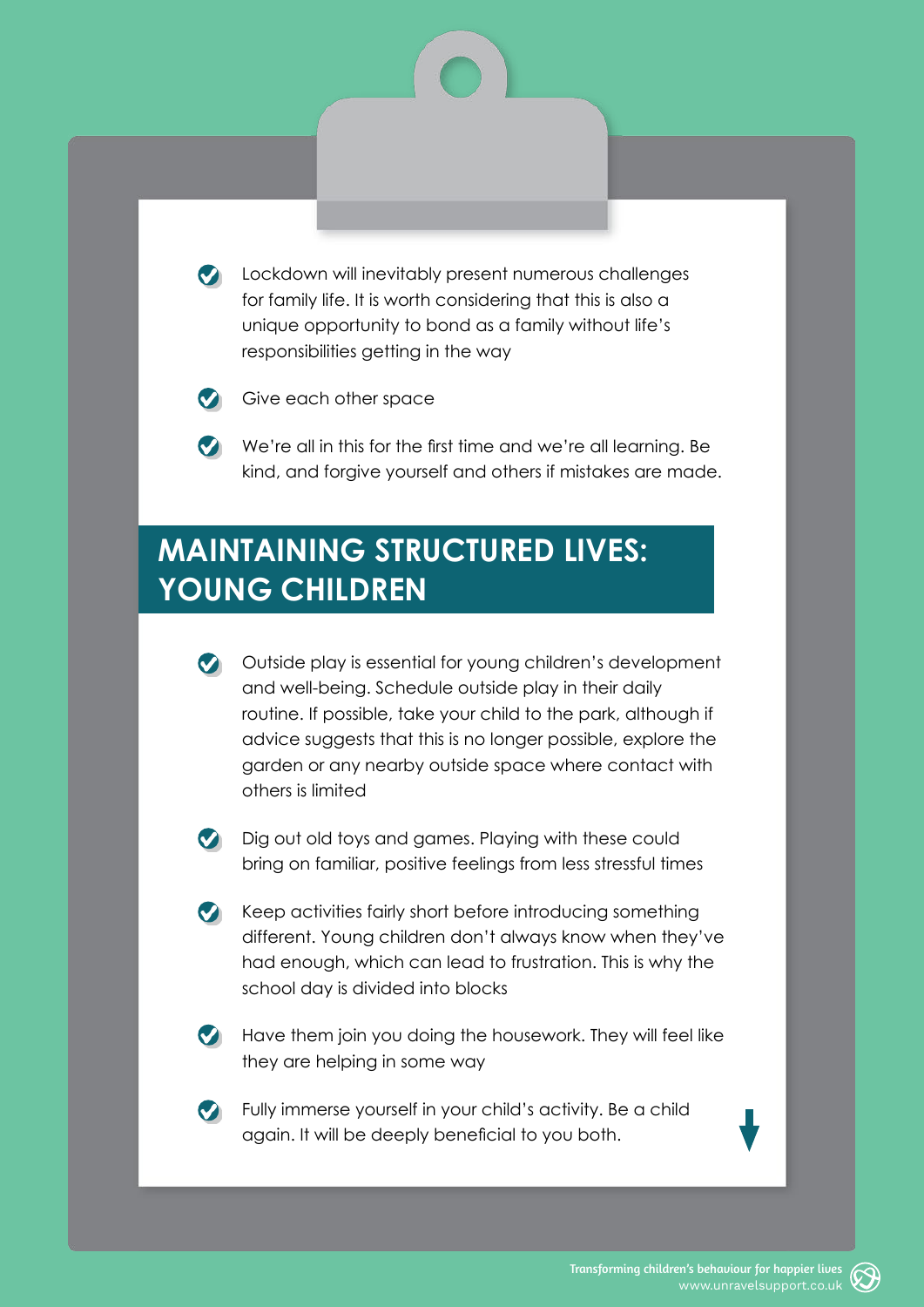- Lockdown will inevitably present numerous challenges for family life. It is worth considering that this is also a unique opportunity to bond as a family without life's responsibilities getting in the way
- Give each other space
- We're all in this for the first time and we're all learning. Be kind, and forgive yourself and others if mistakes are made.

## MAINTAINING STRUCTURED LIVES: YOUNG CHILDREN

- Outside play is essential for young children's development and well-being. Schedule outside play in their daily routine. If possible, take your child to the park, although if advice suggests that this is no longer possible, explore the garden or any nearby outside space where contact with others is limited
- Dig out old toys and games. Playing with these could bring on familiar, positive feelings from less stressful times
- Keep activities fairly short before introducing something different. Young children don't always know when they've had enough, which can lead to frustration. This is why the school day is divided into blocks
- Have them join you doing the housework. They will feel like they are helping in some way
- Fully immerse yourself in your child's activity. Be a child again. It will be deeply beneficial to you both.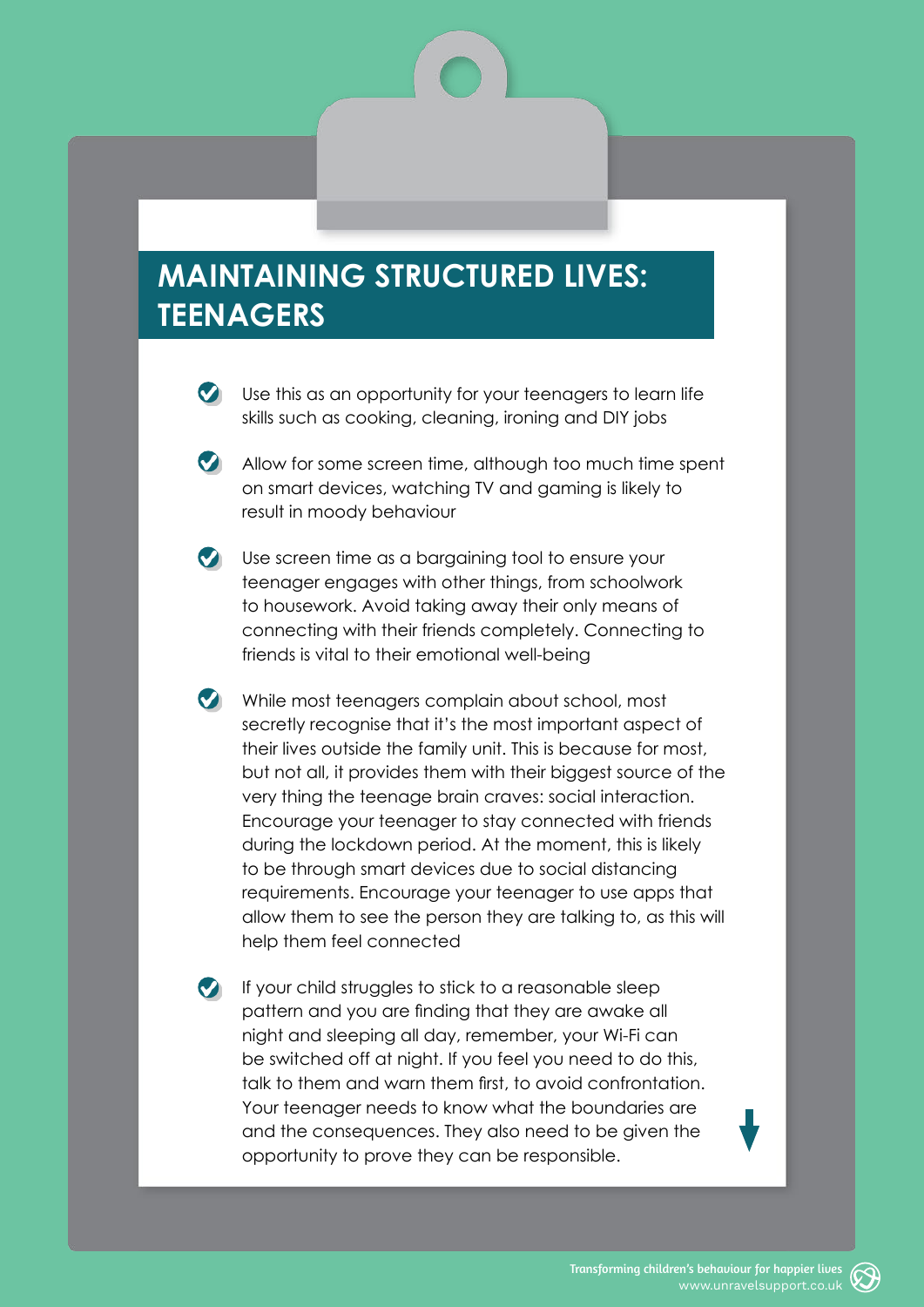# MAINTAINING STRUCTURED LIVES: TEENAGERS

- Use this as an opportunity for your teenagers to learn life skills such as cooking, cleaning, ironing and DIY jobs
- Allow for some screen time, although too much time spent on smart devices, watching TV and gaming is likely to result in moody behaviour
- Use screen time as a bargaining tool to ensure your teenager engages with other things, from schoolwork to housework. Avoid taking away their only means of connecting with their friends completely. Connecting to friends is vital to their emotional well-being
- While most teenagers complain about school, most secretly recognise that it's the most important aspect of their lives outside the family unit. This is because for most, but not all, it provides them with their biggest source of the very thing the teenage brain craves: social interaction. Encourage your teenager to stay connected with friends during the lockdown period. At the moment, this is likely to be through smart devices due to social distancing requirements. Encourage your teenager to use apps that allow them to see the person they are talking to, as this will help them feel connected
- If your child struggles to stick to a reasonable sleep pattern and you are finding that they are awake all night and sleeping all day, remember, your Wi-Fi can be switched off at night. If you feel you need to do this, talk to them and warn them first, to avoid confrontation. Your teenager needs to know what the boundaries are and the consequences. They also need to be given the opportunity to prove they can be responsible.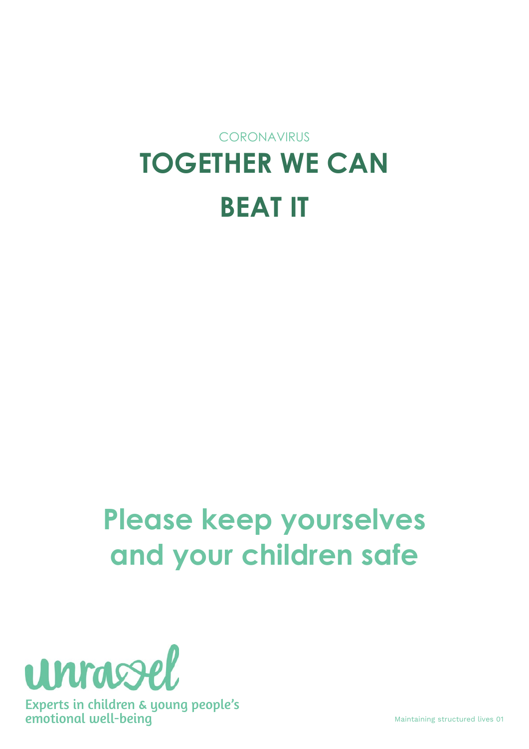CORONAVIRUS

# TOGETHER WE CAN BEAT IT

## Please keep yourselves and your children safe

unravel

Experts in children & young people's emotional well-being